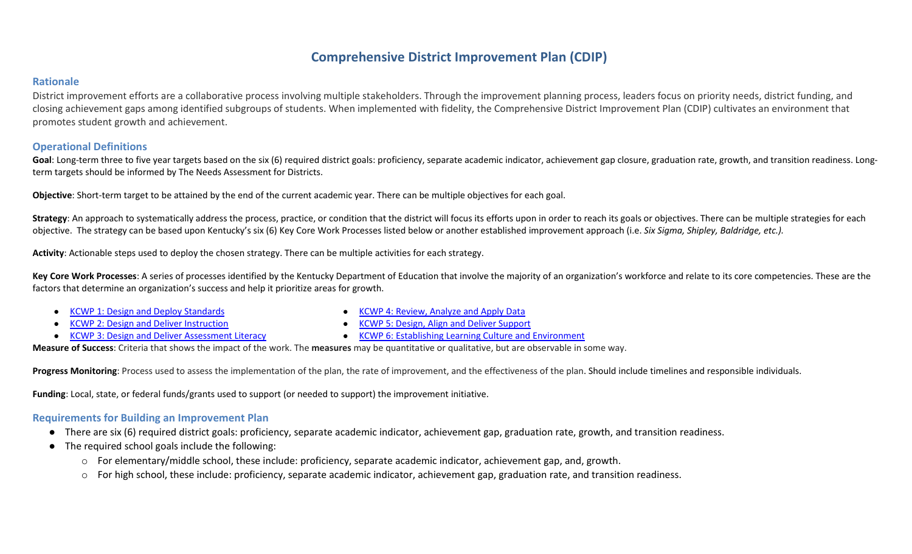# Comprehensive District Improvement Plan (CDIP)

## Rationale

District improvement efforts are a collaborative process involving multiple stakeholders. Through the improvement planning process, leaders focus on priority needs, district funding, and closing achievement gaps among identified subgroups of students. When implemented with fidelity, the Comprehensive District Improvement Plan (CDIP) cultivates an environment that promotes student growth and achievement.

## Operational Definitions

**Goal**: Long-term three to five year targets based on the six (6) required district goals: proficiency, separate academic indicator, achievement gap closure, graduation rate, growth, and transition readiness. Long-term targets should be informed by The Needs Assessment for Districts.

**Objective**: Short-term target to be attained by the end of the current academic year. There can be multiple objectives for each goal.

**Strategy**: An approach to systematically address the process, practice, or condition that the district will focus its efforts upon in order to reach its goals or objectives. There can be multiple strategies for each objective. The strategy can be based upon Kentucky's six (6) Key Core Work Processes listed below or another established improvement approach (i.e. *Six Sigma, Shipley, Baldridge, etc.).*

**Activity**: Actionable steps used to deploy the chosen strategy. There can be multiple activities for each strategy.

**Key Core Work Processes**: A series of processes identified by the Kentucky Department of Education that involve the majority of an organization's workforce and relate to its core competencies. These are the factors that determine an organization's success and help it prioritize areas for growth.

- KCWP 1: Design and Deploy Standards
- KCWP 2: Design and Deliver Instruction
- KCWP 3: Design and Deliver Assessment Literacy
- KCWP 4: Review, Analyze and Apply Data
- KCWP 5: Design, Align and Deliver Support
- KCWP 6: Establishing Learning Culture and Environment

**Measure of Success**: Criteria that shows the impact of the work. The **measures** may be quantitative or qualitative, but are observable in some way.

**Progress Monitoring**: Process used to assess the implementation of the plan, the rate of improvement, and the effectiveness of the plan. Should include timelines and responsible individuals.

**Funding**: Local, state, or federal funds/grants used to support (or needed to support) the improvement initiative.

## Requirements for Building an Improvement Plan

- There are six (6) required district goals: proficiency, separate academic indicator, achievement gap, graduation rate, growth, and transition readiness.
- The required school goals include the following:
  - For elementary/middle school, these include: proficiency, separate academic indicator, achievement gap, and, growth.
  - For high school, these include: proficiency, separate academic indicator, achievement gap, graduation rate, and transition readiness.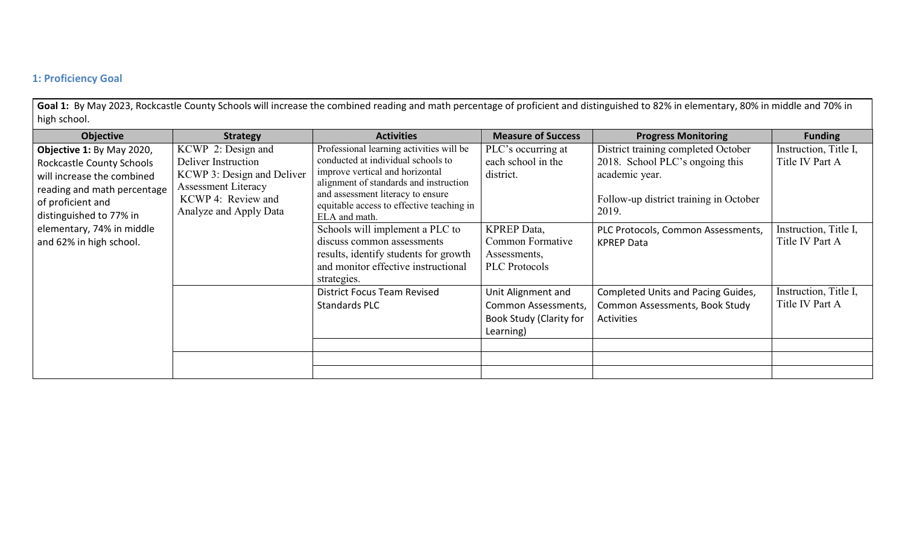## 1: Proficiency Goal

**Goal 1:** By May 2023, Rockcastle County Schools will increase the combined reading and math percentage of proficient and distinguished to 82% in elementary, 80% in middle and 70% in high school.

| Objective | Strategy | Activities | Measure of Success | Progress Monitoring | Funding |
|---|---|---|---|---|---|
| **Objective 1:** By May 2020, Rockcastle County Schools will increase the combined reading and math percentage of proficient and distinguished to 77% in elementary, 74% in middle and 62% in high school. | KCWP 2: Design and Deliver Instruction<br>KCWP 3: Design and Deliver Assessment Literacy<br>KCWP 4: Review and Analyze and Apply Data | Professional learning activities will be conducted at individual schools to improve vertical and horizontal alignment of standards and instruction and assessment literacy to ensure equitable access to effective teaching in ELA and math. | PLC's occurring at each school in the district. | District training completed October 2018. School PLC's ongoing this academic year.<br><br>Follow-up district training in October 2019. | Instruction, Title I, Title IV Part A |
| | | Schools will implement a PLC to discuss common assessments results, identify students for growth and monitor effective instructional strategies. | KPREP Data, Common Formative Assessments, PLC Protocols | PLC Protocols, Common Assessments, KPREP Data | Instruction, Title I, Title IV Part A |
| | | District Focus Team Revised Standards PLC | Unit Alignment and Common Assessments, Book Study (Clarity for Learning) | Completed Units and Pacing Guides, Common Assessments, Book Study Activities | Instruction, Title I, Title IV Part A |
| | | | | | |
| | | | | | |
| | | | | | |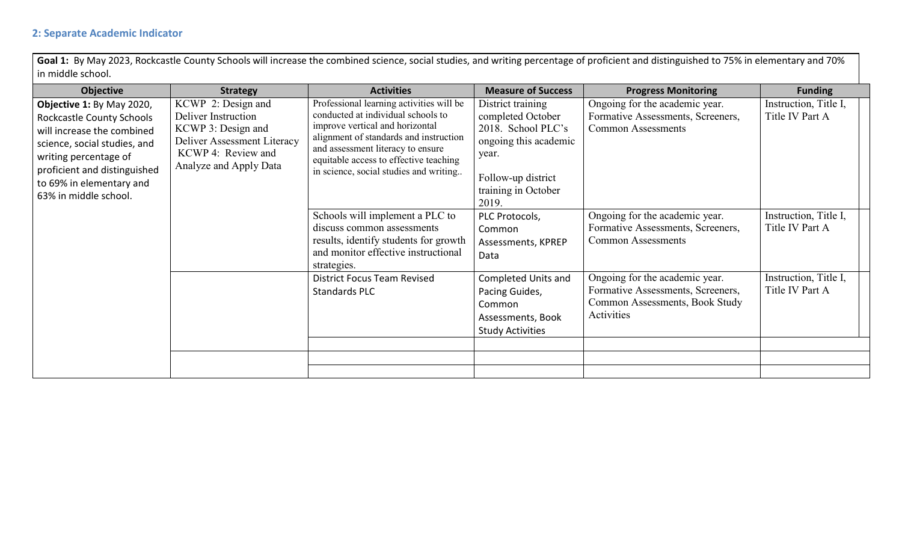## 2: Separate Academic Indicator

**Goal 1:** By May 2023, Rockcastle County Schools will increase the combined science, social studies, and writing percentage of proficient and distinguished to 75% in elementary and 70% in middle school.

| Objective | Strategy | Activities | Measure of Success | Progress Monitoring | Funding |
|---|---|---|---|---|---|
| **Objective 1:** By May 2020, Rockcastle County Schools will increase the combined science, social studies, and writing percentage of proficient and distinguished to 69% in elementary and 63% in middle school. | KCWP 2: Design and Deliver Instruction KCWP 3: Design and Deliver Assessment Literacy KCWP 4: Review and Analyze and Apply Data | Professional learning activities will be conducted at individual schools to improve vertical and horizontal alignment of standards and instruction and assessment literacy to ensure equitable access to effective teaching in science, social studies and writing.. | District training completed October 2018. School PLC's ongoing this academic year. Follow-up district training in October 2019. | Ongoing for the academic year. Formative Assessments, Screeners, Common Assessments | Instruction, Title I, Title IV Part A |
| | | Schools will implement a PLC to discuss common assessments results, identify students for growth and monitor effective instructional strategies. | PLC Protocols, Common Assessments, KPREP Data | Ongoing for the academic year. Formative Assessments, Screeners, Common Assessments | Instruction, Title I, Title IV Part A |
| | | District Focus Team Revised Standards PLC | Completed Units and Pacing Guides, Common Assessments, Book Study Activities | Ongoing for the academic year. Formative Assessments, Screeners, Common Assessments, Book Study Activities | Instruction, Title I, Title IV Part A |
| | | | | | |
| | | | | | |
| | | | | | |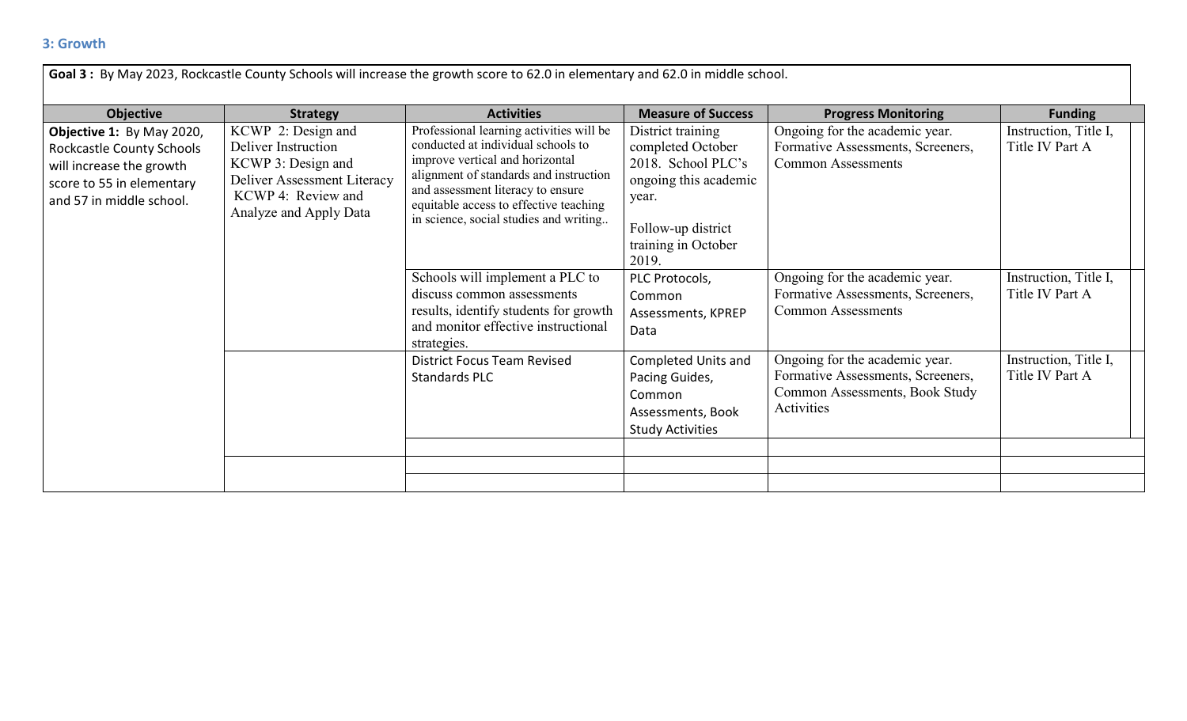### 3: Growth

**Goal 3 :** By May 2023, Rockcastle County Schools will increase the growth score to 62.0 in elementary and 62.0 in middle school.

| Objective | Strategy | Activities | Measure of Success | Progress Monitoring | Funding |
|---|---|---|---|---|---|
| **Objective 1:** By May 2020, Rockcastle County Schools will increase the growth score to 55 in elementary and 57 in middle school. | KCWP 2: Design and Deliver Instruction<br>KCWP 3: Design and Deliver Assessment Literacy<br>KCWP 4: Review and Analyze and Apply Data | Professional learning activities will be conducted at individual schools to improve vertical and horizontal alignment of standards and instruction and assessment literacy to ensure equitable access to effective teaching in science, social studies and writing.. | District training completed October 2018. School PLC's ongoing this academic year.<br><br>Follow-up district training in October 2019. | Ongoing for the academic year. Formative Assessments, Screeners, Common Assessments | Instruction, Title I, Title IV Part A |
| | | Schools will implement a PLC to discuss common assessments results, identify students for growth and monitor effective instructional strategies. | PLC Protocols, Common Assessments, KPREP Data | Ongoing for the academic year. Formative Assessments, Screeners, Common Assessments | Instruction, Title I, Title IV Part A |
| | | District Focus Team Revised Standards PLC | Completed Units and Pacing Guides, Common Assessments, Book Study Activities | Ongoing for the academic year. Formative Assessments, Screeners, Common Assessments, Book Study Activities | Instruction, Title I, Title IV Part A |
| | | | | | |
| | | | | | |
| | | | | | |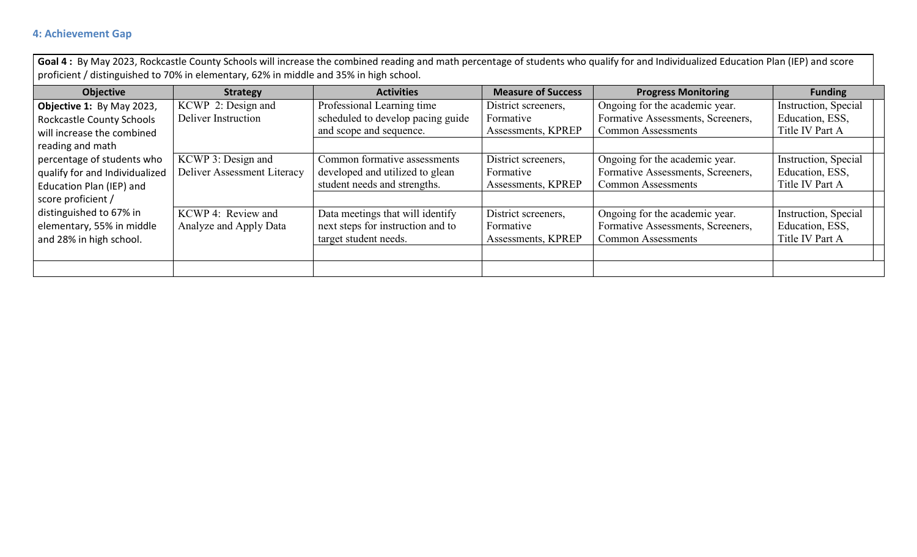## 4: Achievement Gap

**Goal 4 :** By May 2023, Rockcastle County Schools will increase the combined reading and math percentage of students who qualify for and Individualized Education Plan (IEP) and score proficient / distinguished to 70% in elementary, 62% in middle and 35% in high school.

| Objective | Strategy | Activities | Measure of Success | Progress Monitoring | Funding |
|---|---|---|---|---|---|
| **Objective 1:** By May 2023, Rockcastle County Schools will increase the combined reading and math percentage of students who qualify for and Individualized Education Plan (IEP) and score proficient / distinguished to 67% in elementary, 55% in middle and 28% in high school. | KCWP 2: Design and Deliver Instruction | Professional Learning time scheduled to develop pacing guide and scope and sequence. | District screeners, Formative Assessments, KPREP | Ongoing for the academic year. Formative Assessments, Screeners, Common Assessments | Instruction, Special Education, ESS, Title IV Part A |
| | | | | | |
| | KCWP 3: Design and Deliver Assessment Literacy | Common formative assessments developed and utilized to glean student needs and strengths. | District screeners, Formative Assessments, KPREP | Ongoing for the academic year. Formative Assessments, Screeners, Common Assessments | Instruction, Special Education, ESS, Title IV Part A |
| | | | | | |
| | KCWP 4: Review and Analyze and Apply Data | Data meetings that will identify next steps for instruction and to target student needs. | District screeners, Formative Assessments, KPREP | Ongoing for the academic year. Formative Assessments, Screeners, Common Assessments | Instruction, Special Education, ESS, Title IV Part A |
| | | | | | |
| | | | | | |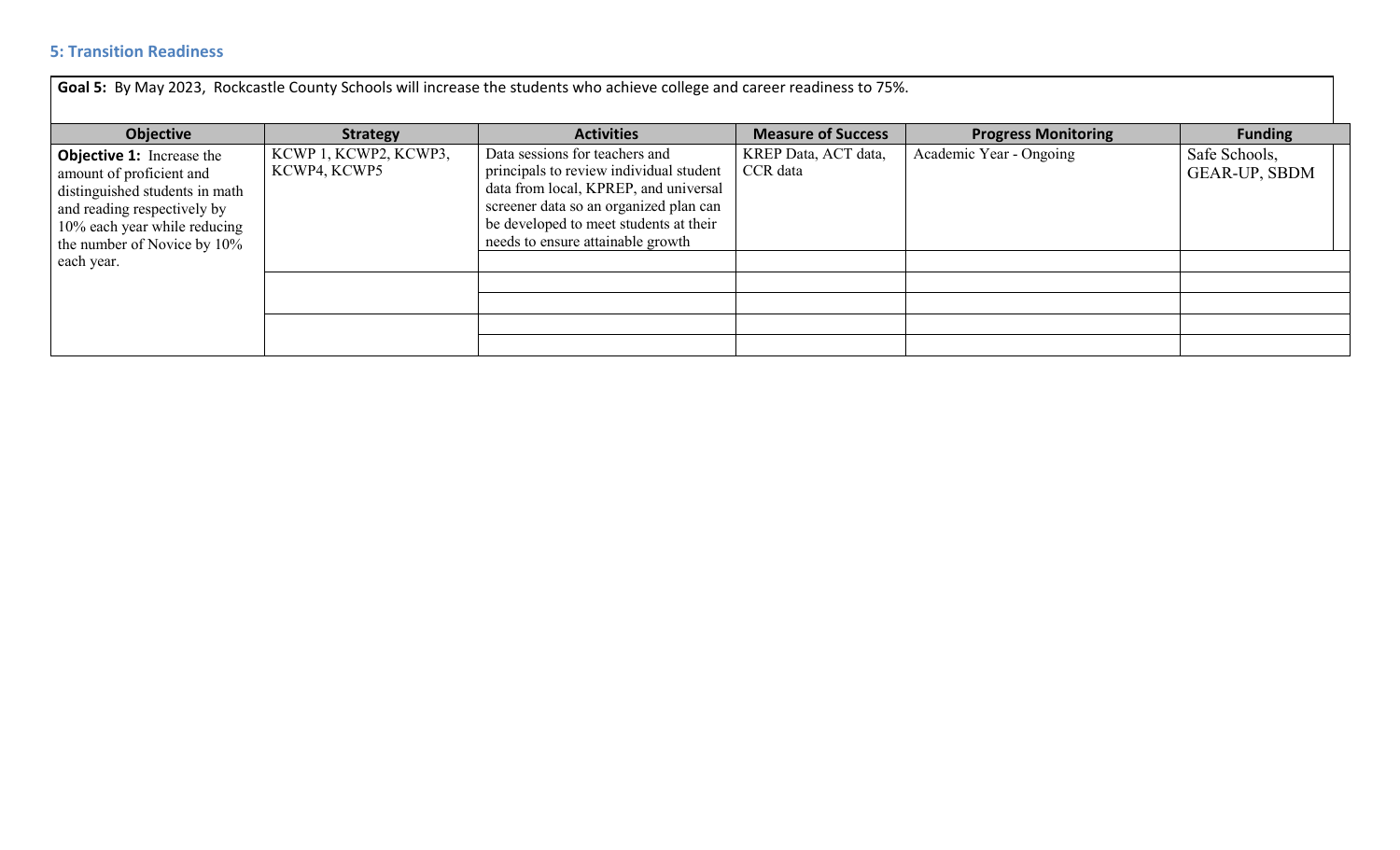### 5: Transition Readiness

**Goal 5:** By May 2023, Rockcastle County Schools will increase the students who achieve college and career readiness to 75%.

| Objective | Strategy | Activities | Measure of Success | Progress Monitoring | Funding |
|---|---|---|---|---|---|
| **Objective 1:** Increase the amount of proficient and distinguished students in math and reading respectively by 10% each year while reducing the number of Novice by 10% each year. | KCWP 1, KCWP2, KCWP3, KCWP4, KCWP5 | Data sessions for teachers and principals to review individual student data from local, KPREP, and universal screener data so an organized plan can be developed to meet students at their needs to ensure attainable growth | KREP Data, ACT data, CCR data | Academic Year - Ongoing | Safe Schools, GEAR-UP, SBDM |
| | | | | | |
| | | | | | |
| | | | | | |
| | | | | | |
| | | | | | |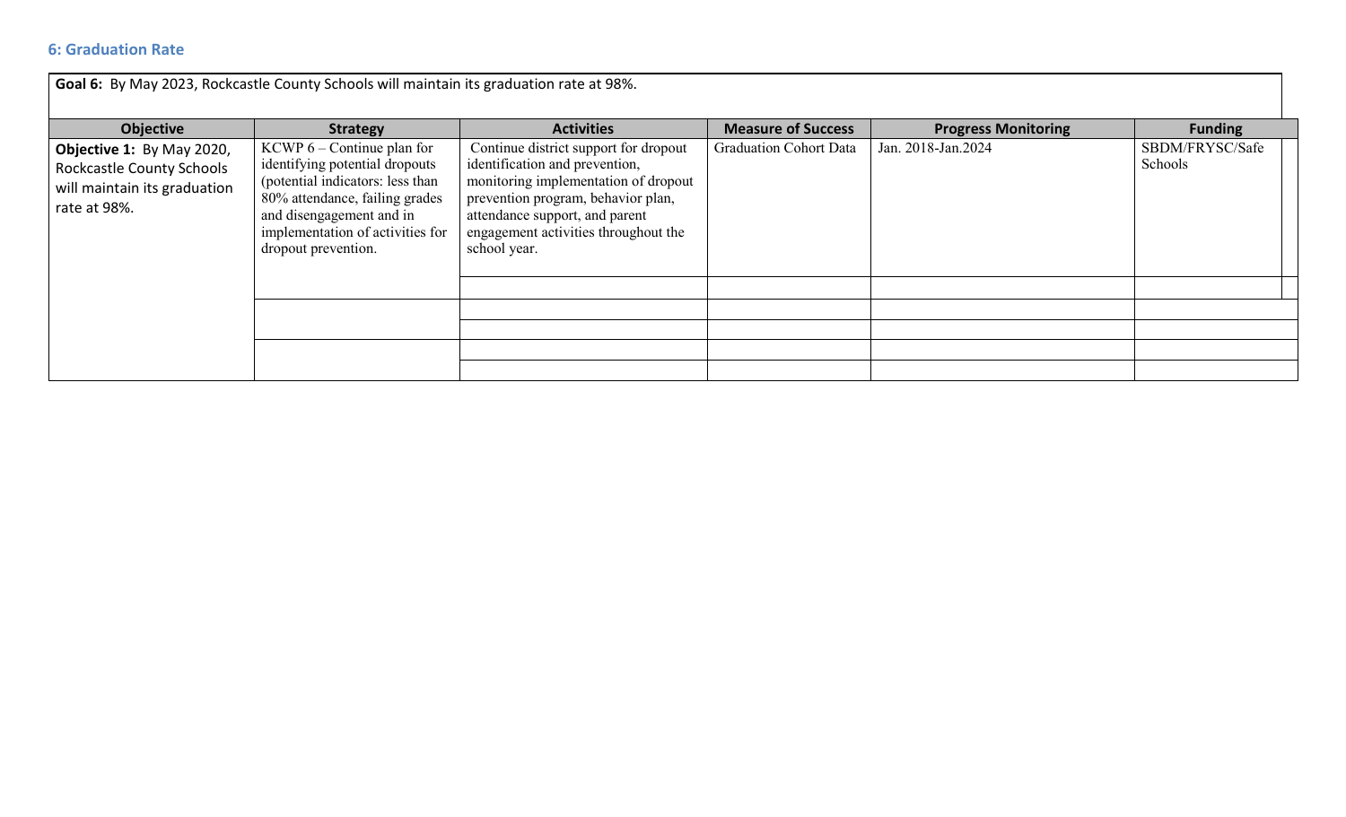### 6: Graduation Rate

| **Goal 6:** By May 2023, Rockcastle County Schools will maintain its graduation rate at 98%. | | | | | |
|---|---|---|---|---|---|
| **Objective** | **Strategy** | **Activities** | **Measure of Success** | **Progress Monitoring** | **Funding** |
| **Objective 1:** By May 2020, Rockcastle County Schools will maintain its graduation rate at 98%. | KCWP 6 – Continue plan for identifying potential dropouts (potential indicators: less than 80% attendance, failing grades and disengagement and in implementation of activities for dropout prevention. | Continue district support for dropout identification and prevention, monitoring implementation of dropout prevention program, behavior plan, attendance support, and parent engagement activities throughout the school year. | Graduation Cohort Data | Jan. 2018-Jan.2024 | SBDM/FRYSC/Safe Schools |
| | | | | | |
| | | | | | |
| | | | | | |
| | | | | | |
| | | | | | |